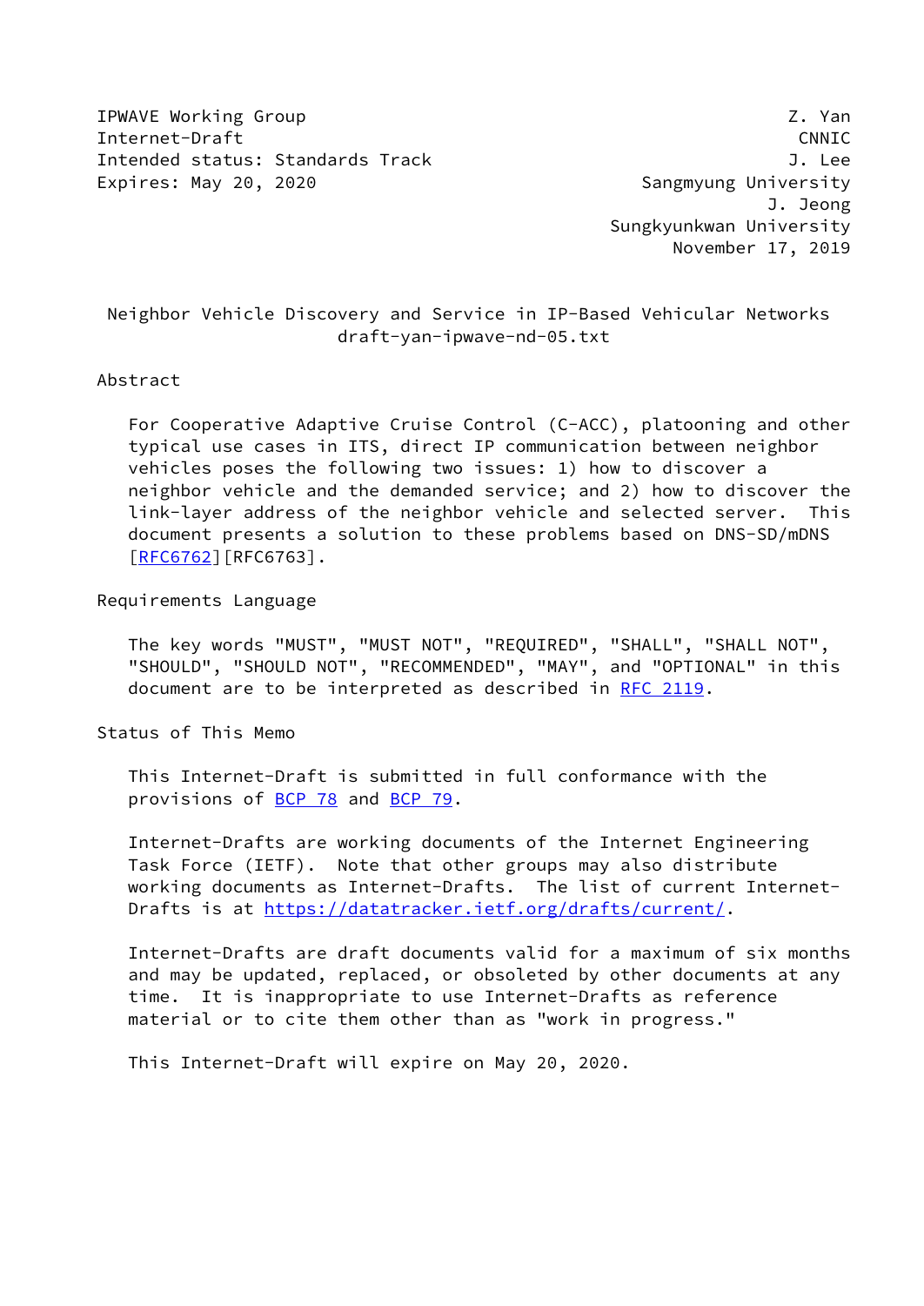IPWAVE Working Group  
Internet-Draft  
Intended status: Standards Track  
Expires: May 20, 2020

Z. Yan  
CNNIC  
J. Lee  
Sangmyung University  
J. Jeong  
Sungkyunkwan University  
November 17, 2019

# Neighbor Vehicle Discovery and Service in IP-Based Vehicular Networks
draft-yan-ipwave-nd-05.txt

## Abstract

For Cooperative Adaptive Cruise Control (C-ACC), platooning and other typical use cases in ITS, direct IP communication between neighbor vehicles poses the following two issues: 1) how to discover a neighbor vehicle and the demanded service; and 2) how to discover the link-layer address of the neighbor vehicle and selected server. This document presents a solution to these problems based on DNS-SD/mDNS [RFC6762][RFC6763].

## Requirements Language

The key words "MUST", "MUST NOT", "REQUIRED", "SHALL", "SHALL NOT", "SHOULD", "SHOULD NOT", "RECOMMENDED", "MAY", and "OPTIONAL" in this document are to be interpreted as described in RFC 2119.

## Status of This Memo

This Internet-Draft is submitted in full conformance with the provisions of BCP 78 and BCP 79.

Internet-Drafts are working documents of the Internet Engineering Task Force (IETF). Note that other groups may also distribute working documents as Internet-Drafts. The list of current Internet-Drafts is at https://datatracker.ietf.org/drafts/current/.

Internet-Drafts are draft documents valid for a maximum of six months and may be updated, replaced, or obsoleted by other documents at any time. It is inappropriate to use Internet-Drafts as reference material or to cite them other than as "work in progress."

This Internet-Draft will expire on May 20, 2020.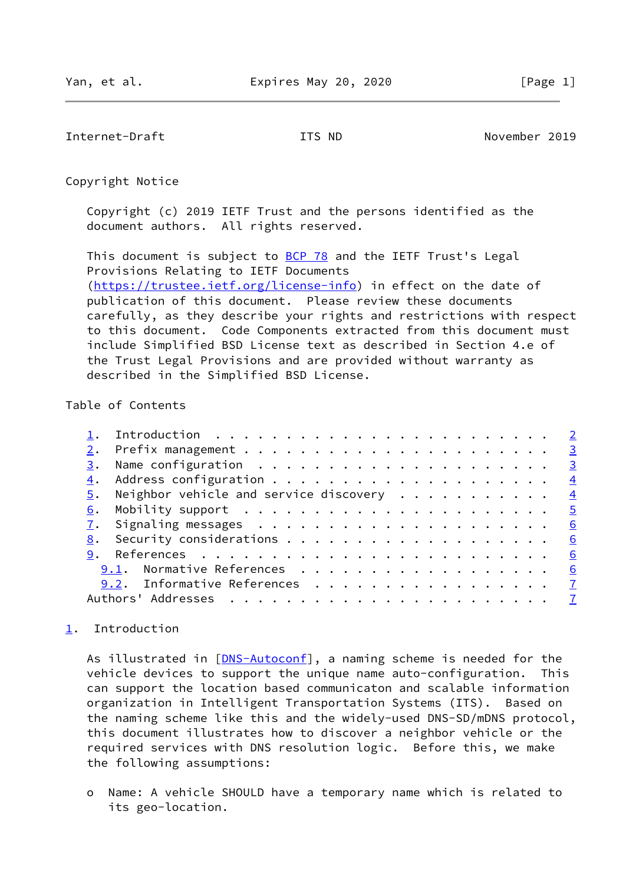## Copyright Notice

Copyright (c) 2019 IETF Trust and the persons identified as the document authors. All rights reserved.

This document is subject to BCP 78 and the IETF Trust's Legal Provisions Relating to IETF Documents (https://trustee.ietf.org/license-info) in effect on the date of publication of this document. Please review these documents carefully, as they describe your rights and restrictions with respect to this document. Code Components extracted from this document must include Simplified BSD License text as described in Section 4.e of the Trust Legal Provisions and are provided without warranty as described in the Simplified BSD License.

## Table of Contents

1. Introduction . . . . . . . . . . . . . . . . . . . . . . . . 2
2. Prefix management . . . . . . . . . . . . . . . . . . . . . . 3
3. Name configuration . . . . . . . . . . . . . . . . . . . . . 3
4. Address configuration . . . . . . . . . . . . . . . . . . . . 4
5. Neighbor vehicle and service discovery . . . . . . . . . . . 4
6. Mobility support . . . . . . . . . . . . . . . . . . . . . . 5
7. Signaling messages . . . . . . . . . . . . . . . . . . . . . 6
8. Security considerations . . . . . . . . . . . . . . . . . . . 6
9. References . . . . . . . . . . . . . . . . . . . . . . . . . 6
   9.1. Normative References . . . . . . . . . . . . . . . . . . 6
   9.2. Informative References . . . . . . . . . . . . . . . . . 7
Authors' Addresses . . . . . . . . . . . . . . . . . . . . . . . 7

## 1. Introduction

As illustrated in [DNS-Autoconf], a naming scheme is needed for the vehicle devices to support the unique name auto-configuration. This can support the location based communicaton and scalable information organization in Intelligent Transportation Systems (ITS). Based on the naming scheme like this and the widely-used DNS-SD/mDNS protocol, this document illustrates how to discover a neighbor vehicle or the required services with DNS resolution logic. Before this, we make the following assumptions:

- Name: A vehicle SHOULD have a temporary name which is related to its geo-location.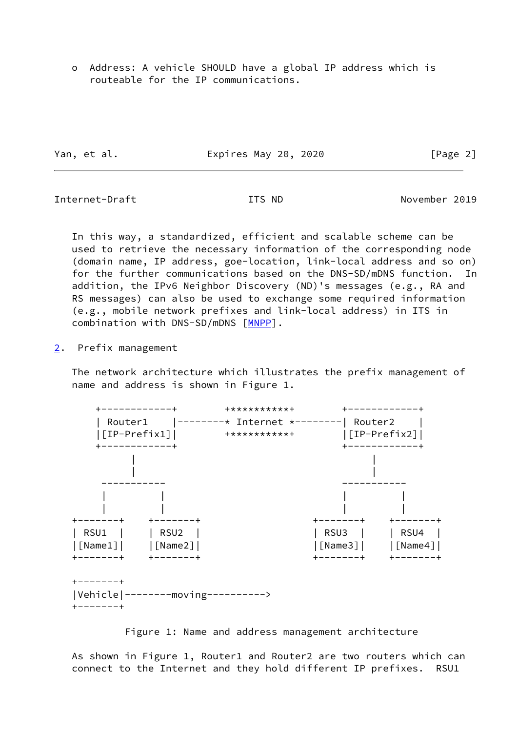o  Address: A vehicle SHOULD have a global IP address which is routeable for the IP communications.

In this way, a standardized, efficient and scalable scheme can be used to retrieve the necessary information of the corresponding node (domain name, IP address, goe-location, link-local address and so on) for the further communications based on the DNS-SD/mDNS function.  In addition, the IPv6 Neighbor Discovery (ND)'s messages (e.g., RA and RS messages) can also be used to exchange some required information (e.g., mobile network prefixes and link-local address) in ITS in combination with DNS-SD/mDNS [MNPP].

## 2.  Prefix management

The network architecture which illustrates the prefix management of name and address is shown in Figure 1.

```
     +-------------+        ***********        +-------------+
     | Router1     |--------* Internent *--------| Router2     |
     |[IP-Prefix1]|        ***********        |[IP-Prefix2]|
     +-------------+                           +-------------+
           |                                         |
           |                                         |
      -----------                               -----------
      |         |                               |         |
      |         |                               |         |
 +--------+  +--------+                    +--------+  +--------+
 | RSU1   |  | RSU2   |                    | RSU3   |  | RSU4   |
 |[Name1]|  |[Name2]|                    |[Name3]|  |[Name4]|
 +--------+  +--------+                    +--------+  +--------+

 +--------+
 |Vehicle|--------moving---------->
 +--------+
```

Figure 1: Name and address management architecture

As shown in Figure 1, Router1 and Router2 are two routers which can connect to the Internet and they hold different IP prefixes.  RSU1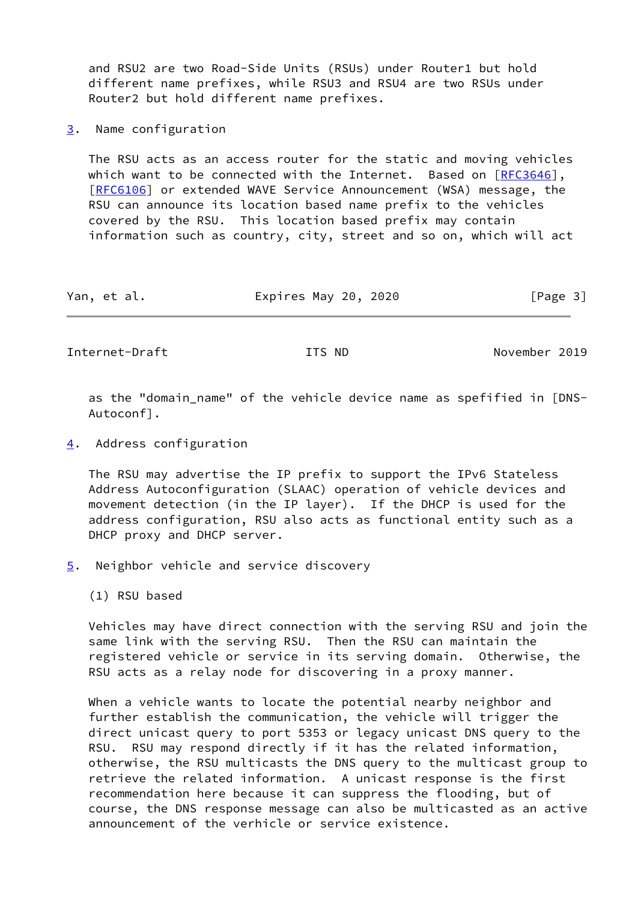and RSU2 are two Road-Side Units (RSUs) under Router1 but hold different name prefixes, while RSU3 and RSU4 are two RSUs under Router2 but hold different name prefixes.

## 3. Name configuration

The RSU acts as an access router for the static and moving vehicles which want to be connected with the Internet. Based on [RFC3646], [RFC6106] or extended WAVE Service Announcement (WSA) message, the RSU can announce its location based name prefix to the vehicles covered by the RSU. This location based prefix may contain information such as country, city, street and so on, which will act as the "domain_name" of the vehicle device name as spefified in [DNS-Autoconf].

## 4. Address configuration

The RSU may advertise the IP prefix to support the IPv6 Stateless Address Autoconfiguration (SLAAC) operation of vehicle devices and movement detection (in the IP layer). If the DHCP is used for the address configuration, RSU also acts as functional entity such as a DHCP proxy and DHCP server.

## 5. Neighbor vehicle and service discovery

(1) RSU based

Vehicles may have direct connection with the serving RSU and join the same link with the serving RSU. Then the RSU can maintain the registered vehicle or service in its serving domain. Otherwise, the RSU acts as a relay node for discovering in a proxy manner.

When a vehicle wants to locate the potential nearby neighbor and further establish the communication, the vehicle will trigger the direct unicast query to port 5353 or legacy unicast DNS query to the RSU. RSU may respond directly if it has the related information, otherwise, the RSU multicasts the DNS query to the multicast group to retrieve the related information. A unicast response is the first recommendation here because it can suppress the flooding, but of course, the DNS response message can also be multicasted as an active announcement of the verhicle or service existence.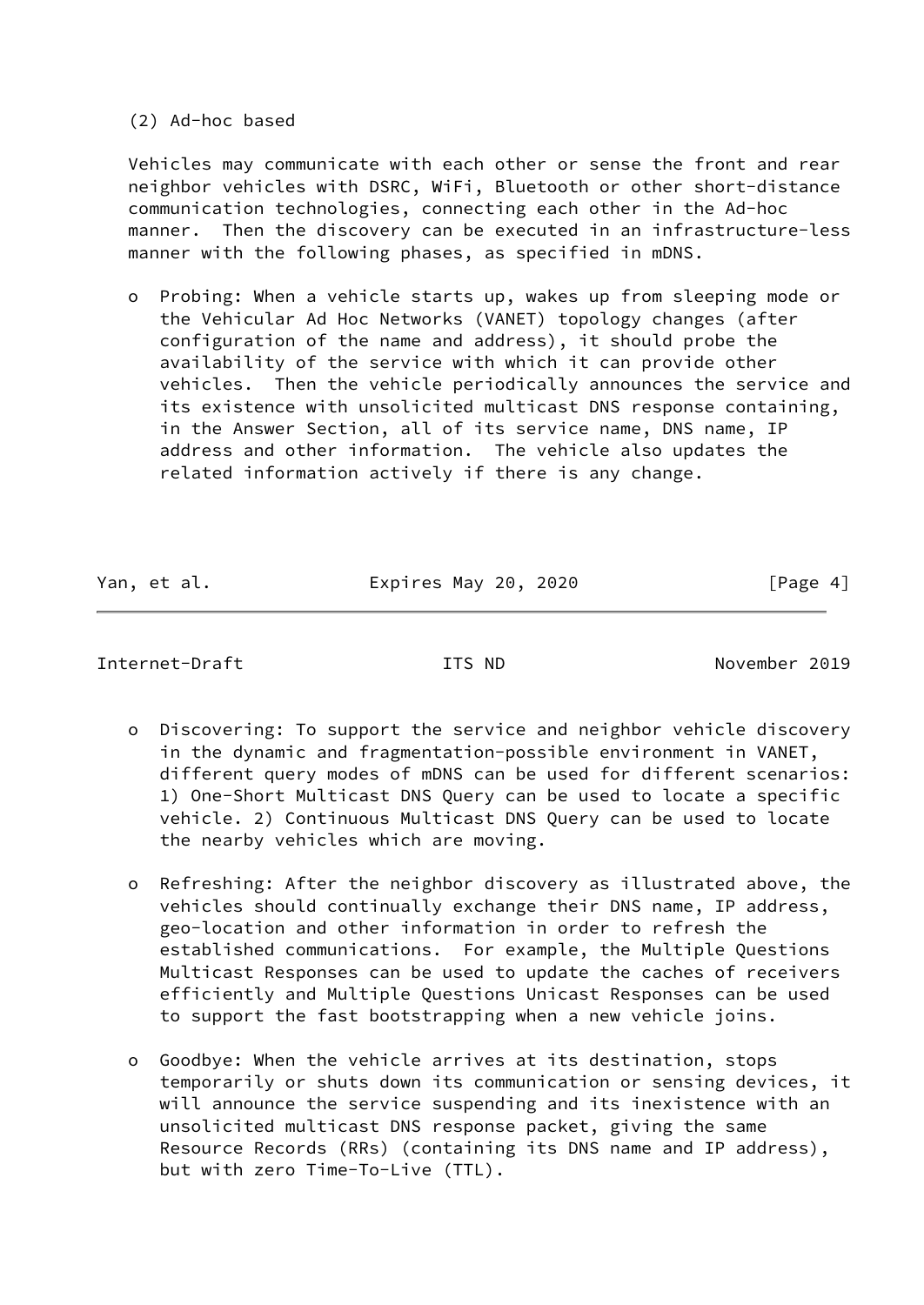(2) Ad-hoc based

Vehicles may communicate with each other or sense the front and rear neighbor vehicles with DSRC, WiFi, Bluetooth or other short-distance communication technologies, connecting each other in the Ad-hoc manner. Then the discovery can be executed in an infrastructure-less manner with the following phases, as specified in mDNS.

- Probing: When a vehicle starts up, wakes up from sleeping mode or the Vehicular Ad Hoc Networks (VANET) topology changes (after configuration of the name and address), it should probe the availability of the service with which it can provide other vehicles. Then the vehicle periodically announces the service and its existence with unsolicited multicast DNS response containing, in the Answer Section, all of its service name, DNS name, IP address and other information. The vehicle also updates the related information actively if there is any change.

- Discovering: To support the service and neighbor vehicle discovery in the dynamic and fragmentation-possible environment in VANET, different query modes of mDNS can be used for different scenarios: 1) One-Short Multicast DNS Query can be used to locate a specific vehicle. 2) Continuous Multicast DNS Query can be used to locate the nearby vehicles which are moving.

- Refreshing: After the neighbor discovery as illustrated above, the vehicles should continually exchange their DNS name, IP address, geo-location and other information in order to refresh the established communications. For example, the Multiple Questions Multicast Responses can be used to update the caches of receivers efficiently and Multiple Questions Unicast Responses can be used to support the fast bootstrapping when a new vehicle joins.

- Goodbye: When the vehicle arrives at its destination, stops temporarily or shuts down its communication or sensing devices, it will announce the service suspending and its inexistence with an unsolicited multicast DNS response packet, giving the same Resource Records (RRs) (containing its DNS name and IP address), but with zero Time-To-Live (TTL).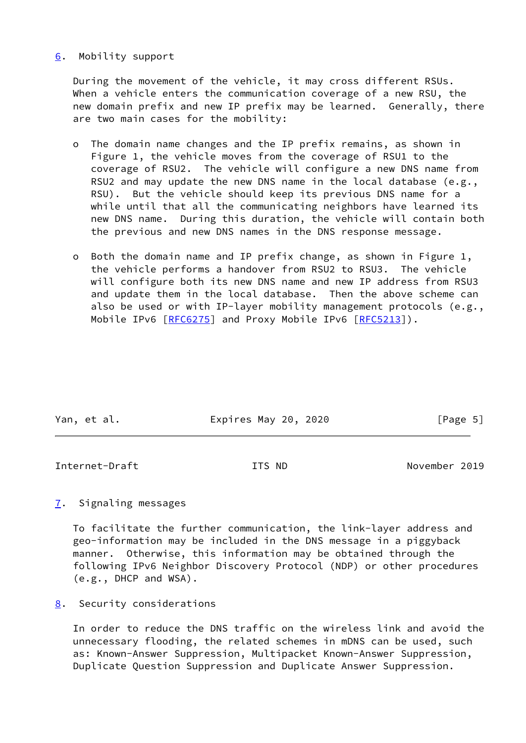## 6. Mobility support

During the movement of the vehicle, it may cross different RSUs. When a vehicle enters the communication coverage of a new RSU, the new domain prefix and new IP prefix may be learned. Generally, there are two main cases for the mobility:

- The domain name changes and the IP prefix remains, as shown in Figure 1, the vehicle moves from the coverage of RSU1 to the coverage of RSU2. The vehicle will configure a new DNS name from RSU2 and may update the new DNS name in the local database (e.g., RSU). But the vehicle should keep its previous DNS name for a while until that all the communicating neighbors have learned its new DNS name. During this duration, the vehicle will contain both the previous and new DNS names in the DNS response message.

- Both the domain name and IP prefix change, as shown in Figure 1, the vehicle performs a handover from RSU2 to RSU3. The vehicle will configure both its new DNS name and new IP address from RSU3 and update them in the local database. Then the above scheme can also be used or with IP-layer mobility management protocols (e.g., Mobile IPv6 [RFC6275] and Proxy Mobile IPv6 [RFC5213]).

## 7. Signaling messages

To facilitate the further communication, the link-layer address and geo-information may be included in the DNS message in a piggyback manner. Otherwise, this information may be obtained through the following IPv6 Neighbor Discovery Protocol (NDP) or other procedures (e.g., DHCP and WSA).

## 8. Security considerations

In order to reduce the DNS traffic on the wireless link and avoid the unnecessary flooding, the related schemes in mDNS can be used, such as: Known-Answer Suppression, Multipacket Known-Answer Suppression, Duplicate Question Suppression and Duplicate Answer Suppression.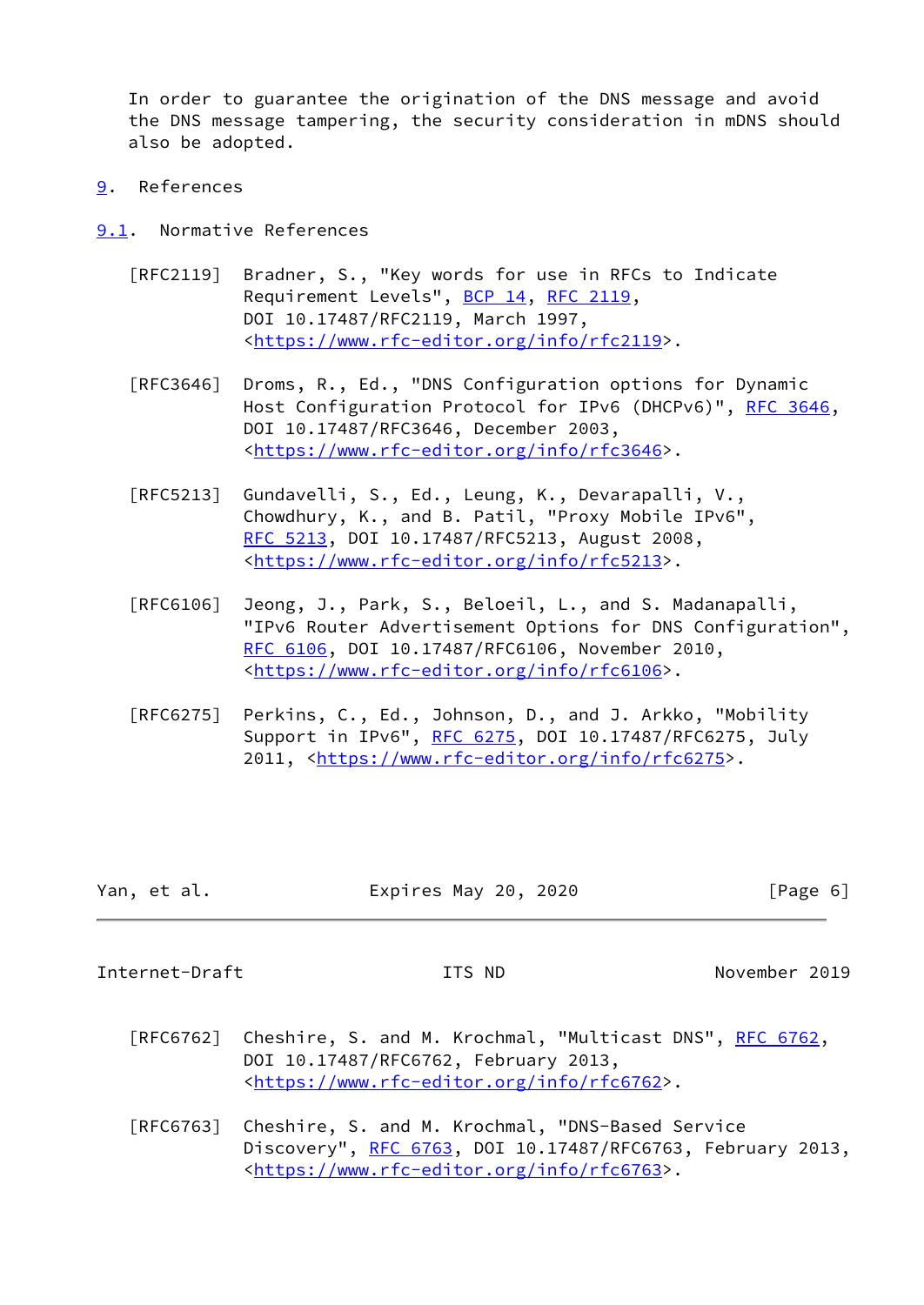In order to guarantee the origination of the DNS message and avoid the DNS message tampering, the security consideration in mDNS should also be adopted.

# 9. References

## 9.1. Normative References

[RFC2119] Bradner, S., "Key words for use in RFCs to Indicate Requirement Levels", BCP 14, RFC 2119, DOI 10.17487/RFC2119, March 1997, <https://www.rfc-editor.org/info/rfc2119>.

[RFC3646] Droms, R., Ed., "DNS Configuration options for Dynamic Host Configuration Protocol for IPv6 (DHCPv6)", RFC 3646, DOI 10.17487/RFC3646, December 2003, <https://www.rfc-editor.org/info/rfc3646>.

[RFC5213] Gundavelli, S., Ed., Leung, K., Devarapalli, V., Chowdhury, K., and B. Patil, "Proxy Mobile IPv6", RFC 5213, DOI 10.17487/RFC5213, August 2008, <https://www.rfc-editor.org/info/rfc5213>.

[RFC6106] Jeong, J., Park, S., Beloeil, L., and S. Madanapalli, "IPv6 Router Advertisement Options for DNS Configuration", RFC 6106, DOI 10.17487/RFC6106, November 2010, <https://www.rfc-editor.org/info/rfc6106>.

[RFC6275] Perkins, C., Ed., Johnson, D., and J. Arkko, "Mobility Support in IPv6", RFC 6275, DOI 10.17487/RFC6275, July 2011, <https://www.rfc-editor.org/info/rfc6275>.

[RFC6762] Cheshire, S. and M. Krochmal, "Multicast DNS", RFC 6762, DOI 10.17487/RFC6762, February 2013, <https://www.rfc-editor.org/info/rfc6762>.

[RFC6763] Cheshire, S. and M. Krochmal, "DNS-Based Service Discovery", RFC 6763, DOI 10.17487/RFC6763, February 2013, <https://www.rfc-editor.org/info/rfc6763>.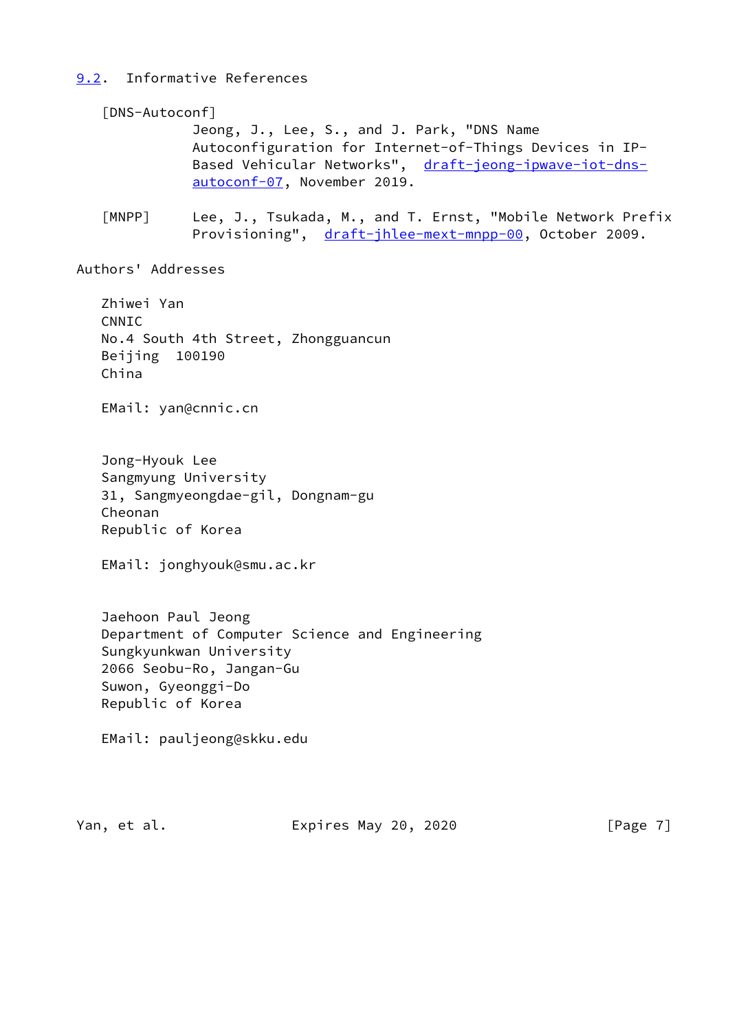### 9.2. Informative References

[DNS-Autoconf]
Jeong, J., Lee, S., and J. Park, "DNS Name Autoconfiguration for Internet-of-Things Devices in IP-Based Vehicular Networks", draft-jeong-ipwave-iot-dns-autoconf-07, November 2019.

[MNPP]
Lee, J., Tsukada, M., and T. Ernst, "Mobile Network Prefix Provisioning", draft-jhlee-mext-mnpp-00, October 2009.

## Authors' Addresses

Zhiwei Yan
CNNIC
No.4 South 4th Street, Zhongguancun
Beijing 100190
China

EMail: yan@cnnic.cn

Jong-Hyouk Lee
Sangmyung University
31, Sangmyeongdae-gil, Dongnam-gu
Cheonan
Republic of Korea

EMail: jonghyouk@smu.ac.kr

Jaehoon Paul Jeong
Department of Computer Science and Engineering
Sungkyunkwan University
2066 Seobu-Ro, Jangan-Gu
Suwon, Gyeonggi-Do
Republic of Korea

EMail: pauljeong@skku.edu